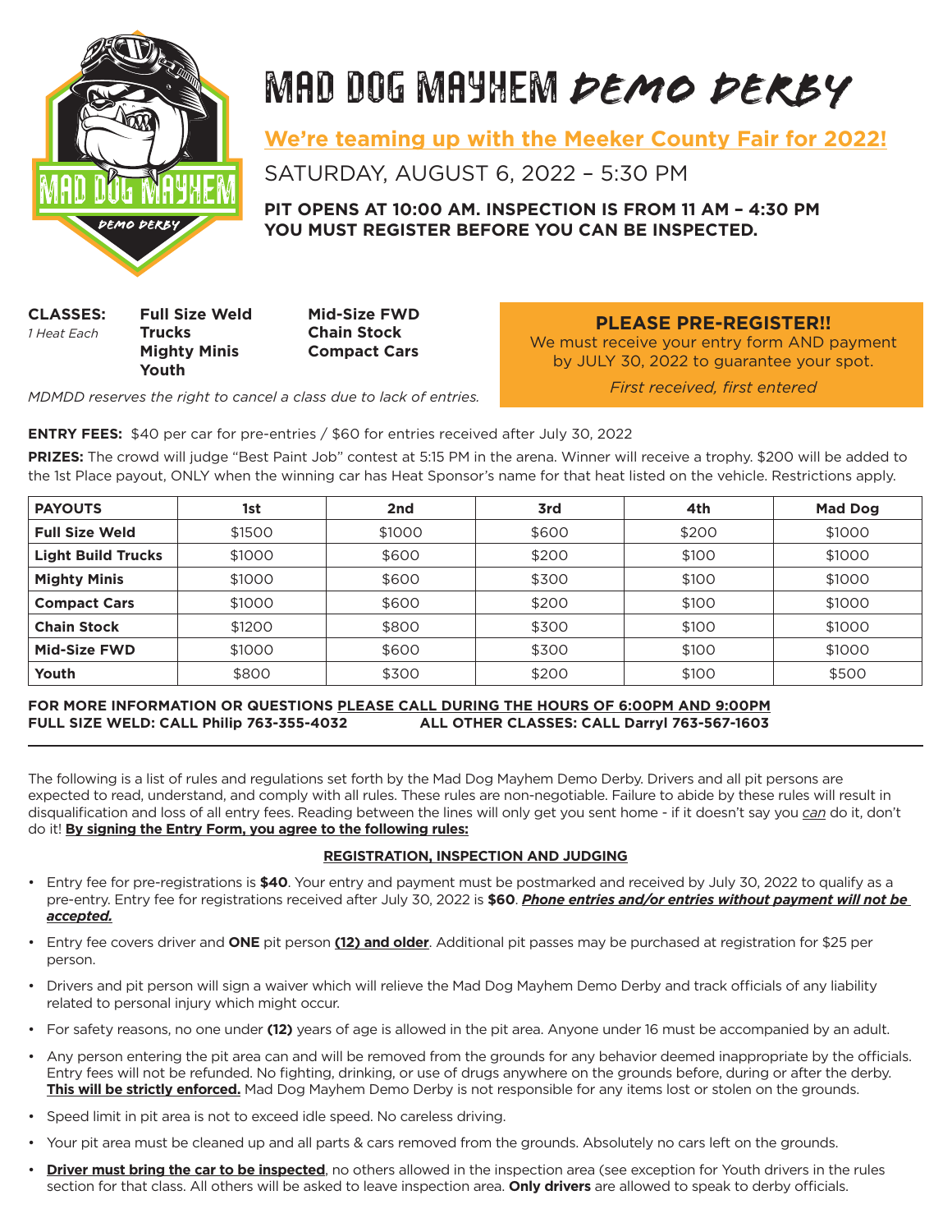# MAD DOG MAYHEM *DEMO DERBY*

## We're teaming up with the Meeker County Fair for 2022!

SATURDAY, AUGUST 6, 2022 – 5:30 PM

**PIT OPENS AT 10:00 AM. INSPECTION IS FROM 11 AM – 4:30 PM**
**YOU MUST REGISTER BEFORE YOU CAN BE INSPECTED.**

**CLASSES:** *1 Heat Each*

- **Full Size Weld**
- **Trucks**
- **Mighty Minis**
- **Youth**
- **Mid-Size FWD**
- **Chain Stock**
- **Compact Cars**

*MDMDD reserves the right to cancel a class due to lack of entries.*

**PLEASE PRE-REGISTER!!**
We must receive your entry form AND payment by JULY 30, 2022 to guarantee your spot.
*First received, first entered*

**ENTRY FEES:** $40 per car for pre-entries / $60 for entries received after July 30, 2022

**PRIZES:** The crowd will judge "Best Paint Job" contest at 5:15 PM in the arena. Winner will receive a trophy. $200 will be added to the 1st Place payout, ONLY when the winning car has Heat Sponsor's name for that heat listed on the vehicle. Restrictions apply.

| PAYOUTS | 1st | 2nd | 3rd | 4th | Mad Dog |
|---|---|---|---|---|---|
| Full Size Weld | $1500 | $1000 | $600 | $200 | $1000 |
| Light Build Trucks | $1000 | $600 | $200 | $100 | $1000 |
| Mighty Minis | $1000 | $600 | $300 | $100 | $1000 |
| Compact Cars | $1000 | $600 | $200 | $100 | $1000 |
| Chain Stock | $1200 | $800 | $300 | $100 | $1000 |
| Mid-Size FWD | $1000 | $600 | $300 | $100 | $1000 |
| Youth | $800 | $300 | $200 | $100 | $500 |

**FOR MORE INFORMATION OR QUESTIONS PLEASE CALL DURING THE HOURS OF 6:00PM AND 9:00PM**
**FULL SIZE WELD: CALL Philip 763-355-4032** **ALL OTHER CLASSES: CALL Darryl 763-567-1603**

---

The following is a list of rules and regulations set forth by the Mad Dog Mayhem Demo Derby. Drivers and all pit persons are expected to read, understand, and comply with all rules. These rules are non-negotiable. Failure to abide by these rules will result in disqualification and loss of all entry fees. Reading between the lines will only get you sent home - if it doesn't say you *can* do it, don't do it! **By signing the Entry Form, you agree to the following rules:**

### REGISTRATION, INSPECTION AND JUDGING

- Entry fee for pre-registrations is **$40**. Your entry and payment must be postmarked and received by July 30, 2022 to qualify as a pre-entry. Entry fee for registrations received after July 30, 2022 is **$60**. ***Phone entries and/or entries without payment will not be accepted.***
- Entry fee covers driver and **ONE** pit person **(12) and older**. Additional pit passes may be purchased at registration for $25 per person.
- Drivers and pit person will sign a waiver which will relieve the Mad Dog Mayhem Demo Derby and track officials of any liability related to personal injury which might occur.
- For safety reasons, no one under **(12)** years of age is allowed in the pit area. Anyone under 16 must be accompanied by an adult.
- Any person entering the pit area can and will be removed from the grounds for any behavior deemed inappropriate by the officials. Entry fees will not be refunded. No fighting, drinking, or use of drugs anywhere on the grounds before, during or after the derby. **This will be strictly enforced.** Mad Dog Mayhem Demo Derby is not responsible for any items lost or stolen on the grounds.
- Speed limit in pit area is not to exceed idle speed. No careless driving.
- Your pit area must be cleaned up and all parts & cars removed from the grounds. Absolutely no cars left on the grounds.
- **Driver must bring the car to be inspected**, no others allowed in the inspection area (see exception for Youth drivers in the rules section for that class. All others will be asked to leave inspection area. **Only drivers** are allowed to speak to derby officials.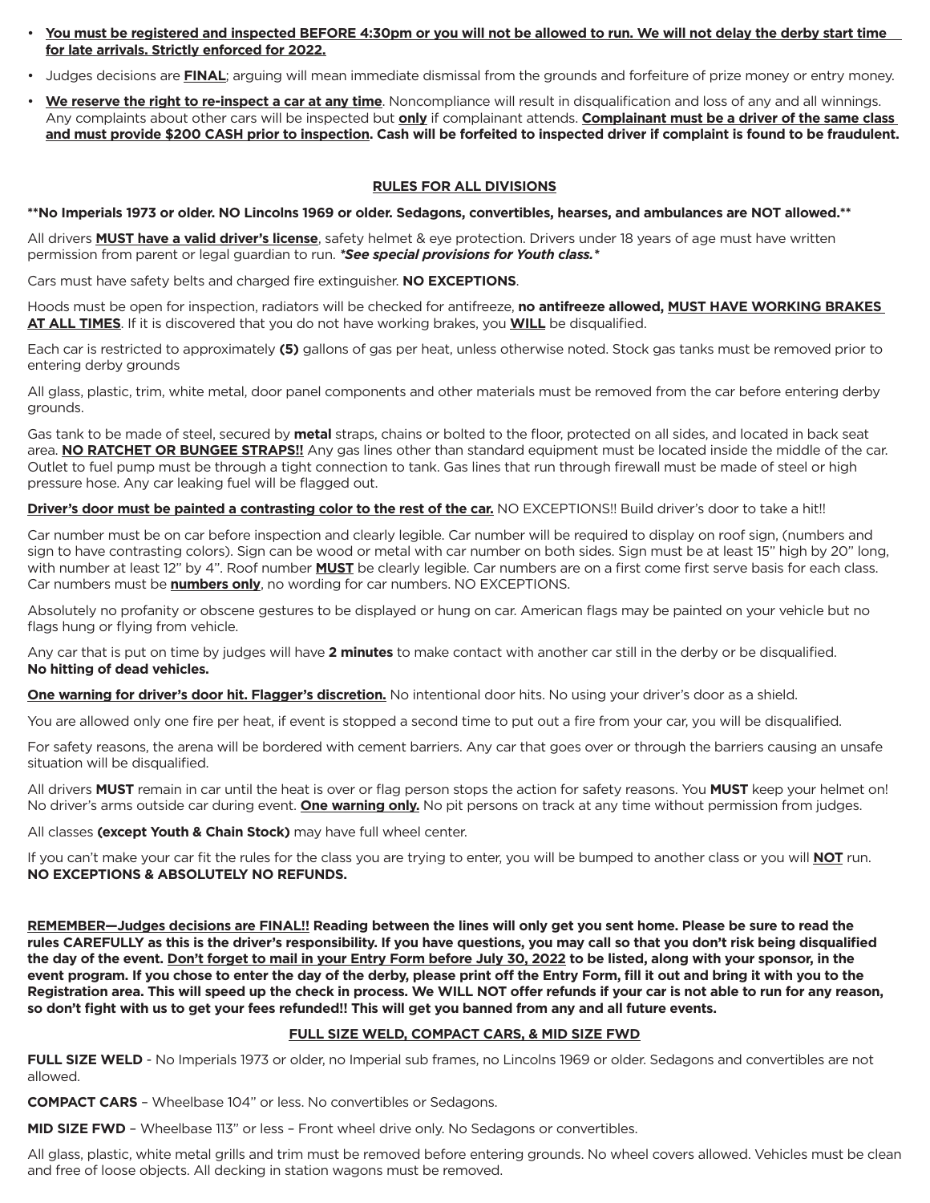- **You must be registered and inspected BEFORE 4:30pm or you will not be allowed to run. We will not delay the derby start time for late arrivals. Strictly enforced for 2022.**
- Judges decisions are **FINAL**; arguing will mean immediate dismissal from the grounds and forfeiture of prize money or entry money.
- **We reserve the right to re-inspect a car at any time**. Noncompliance will result in disqualification and loss of any and all winnings. Any complaints about other cars will be inspected but **only** if complainant attends. **Complainant must be a driver of the same class and must provide $200 CASH prior to inspection. Cash will be forfeited to inspected driver if complaint is found to be fraudulent.**

## RULES FOR ALL DIVISIONS

****No Imperials 1973 or older. NO Lincolns 1969 or older. Sedagons, convertibles, hearses, and ambulances are NOT allowed.****

All drivers **MUST have a valid driver's license**, safety helmet & eye protection. Drivers under 18 years of age must have written permission from parent or legal guardian to run. ***See special provisions for Youth class.***

Cars must have safety belts and charged fire extinguisher. **NO EXCEPTIONS**.

Hoods must be open for inspection, radiators will be checked for antifreeze, **no antifreeze allowed, MUST HAVE WORKING BRAKES AT ALL TIMES**. If it is discovered that you do not have working brakes, you **WILL** be disqualified.

Each car is restricted to approximately **(5)** gallons of gas per heat, unless otherwise noted. Stock gas tanks must be removed prior to entering derby grounds

All glass, plastic, trim, white metal, door panel components and other materials must be removed from the car before entering derby grounds.

Gas tank to be made of steel, secured by **metal** straps, chains or bolted to the floor, protected on all sides, and located in back seat area. **NO RATCHET OR BUNGEE STRAPS!!** Any gas lines other than standard equipment must be located inside the middle of the car. Outlet to fuel pump must be through a tight connection to tank. Gas lines that run through firewall must be made of steel or high pressure hose. Any car leaking fuel will be flagged out.

**Driver's door must be painted a contrasting color to the rest of the car.** NO EXCEPTIONS!! Build driver's door to take a hit!!

Car number must be on car before inspection and clearly legible. Car number will be required to display on roof sign, (numbers and sign to have contrasting colors). Sign can be wood or metal with car number on both sides. Sign must be at least 15" high by 20" long, with number at least 12" by 4". Roof number **MUST** be clearly legible. Car numbers are on a first come first serve basis for each class. Car numbers must be **numbers only**, no wording for car numbers. NO EXCEPTIONS.

Absolutely no profanity or obscene gestures to be displayed or hung on car. American flags may be painted on your vehicle but no flags hung or flying from vehicle.

Any car that is put on time by judges will have **2 minutes** to make contact with another car still in the derby or be disqualified. **No hitting of dead vehicles.**

**One warning for driver's door hit. Flagger's discretion.** No intentional door hits. No using your driver's door as a shield.

You are allowed only one fire per heat, if event is stopped a second time to put out a fire from your car, you will be disqualified.

For safety reasons, the arena will be bordered with cement barriers. Any car that goes over or through the barriers causing an unsafe situation will be disqualified.

All drivers **MUST** remain in car until the heat is over or flag person stops the action for safety reasons. You **MUST** keep your helmet on! No driver's arms outside car during event. **One warning only.** No pit persons on track at any time without permission from judges.

All classes **(except Youth & Chain Stock)** may have full wheel center.

If you can't make your car fit the rules for the class you are trying to enter, you will be bumped to another class or you will **NOT** run. **NO EXCEPTIONS & ABSOLUTELY NO REFUNDS.**

**REMEMBER—Judges decisions are FINAL!! Reading between the lines will only get you sent home. Please be sure to read the rules CAREFULLY as this is the driver's responsibility. If you have questions, you may call so that you don't risk being disqualified the day of the event. Don't forget to mail in your Entry Form before July 30, 2022 to be listed, along with your sponsor, in the event program. If you chose to enter the day of the derby, please print off the Entry Form, fill it out and bring it with you to the Registration area. This will speed up the check in process. We WILL NOT offer refunds if your car is not able to run for any reason, so don't fight with us to get your fees refunded!! This will get you banned from any and all future events.**

## FULL SIZE WELD, COMPACT CARS, & MID SIZE FWD

**FULL SIZE WELD** - No Imperials 1973 or older, no Imperial sub frames, no Lincolns 1969 or older. Sedagons and convertibles are not allowed.

**COMPACT CARS** – Wheelbase 104" or less. No convertibles or Sedagons.

**MID SIZE FWD** – Wheelbase 113" or less – Front wheel drive only. No Sedagons or convertibles.

All glass, plastic, white metal grills and trim must be removed before entering grounds. No wheel covers allowed. Vehicles must be clean and free of loose objects. All decking in station wagons must be removed.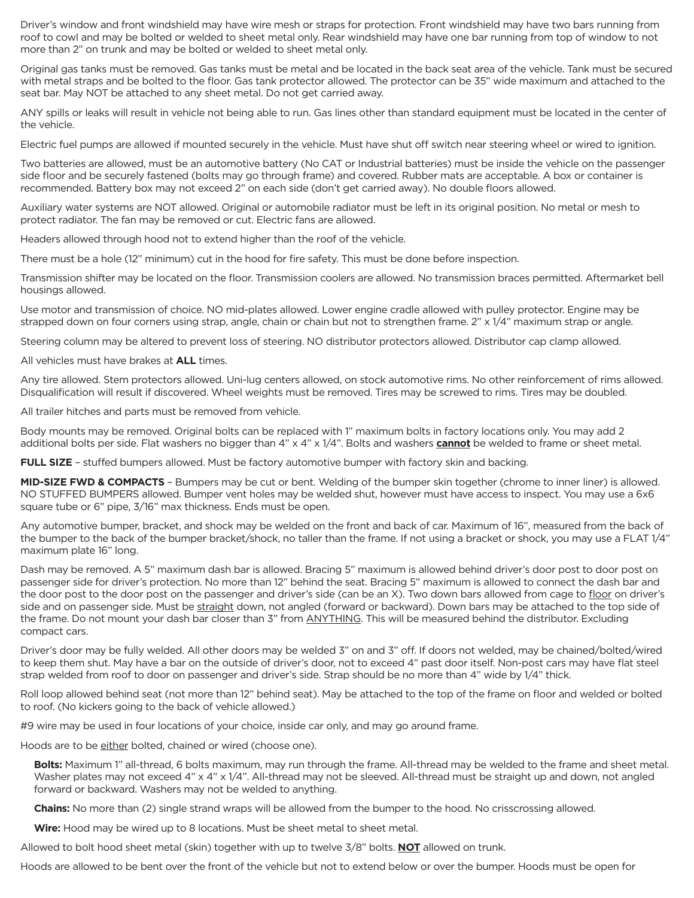Driver's window and front windshield may have wire mesh or straps for protection. Front windshield may have two bars running from roof to cowl and may be bolted or welded to sheet metal only. Rear windshield may have one bar running from top of window to not more than 2" on trunk and may be bolted or welded to sheet metal only.

Original gas tanks must be removed. Gas tanks must be metal and be located in the back seat area of the vehicle. Tank must be secured with metal straps and be bolted to the floor. Gas tank protector allowed. The protector can be 35" wide maximum and attached to the seat bar. May NOT be attached to any sheet metal. Do not get carried away.

ANY spills or leaks will result in vehicle not being able to run. Gas lines other than standard equipment must be located in the center of the vehicle.

Electric fuel pumps are allowed if mounted securely in the vehicle. Must have shut off switch near steering wheel or wired to ignition.

Two batteries are allowed, must be an automotive battery (No CAT or Industrial batteries) must be inside the vehicle on the passenger side floor and be securely fastened (bolts may go through frame) and covered. Rubber mats are acceptable. A box or container is recommended. Battery box may not exceed 2" on each side (don't get carried away). No double floors allowed.

Auxiliary water systems are NOT allowed. Original or automobile radiator must be left in its original position. No metal or mesh to protect radiator. The fan may be removed or cut. Electric fans are allowed.

Headers allowed through hood not to extend higher than the roof of the vehicle.

There must be a hole (12" minimum) cut in the hood for fire safety. This must be done before inspection.

Transmission shifter may be located on the floor. Transmission coolers are allowed. No transmission braces permitted. Aftermarket bell housings allowed.

Use motor and transmission of choice. NO mid-plates allowed. Lower engine cradle allowed with pulley protector. Engine may be strapped down on four corners using strap, angle, chain or chain but not to strengthen frame. 2" x 1/4" maximum strap or angle.

Steering column may be altered to prevent loss of steering. NO distributor protectors allowed. Distributor cap clamp allowed.

All vehicles must have brakes at **ALL** times.

Any tire allowed. Stem protectors allowed. Uni-lug centers allowed, on stock automotive rims. No other reinforcement of rims allowed. Disqualification will result if discovered. Wheel weights must be removed. Tires may be screwed to rims. Tires may be doubled.

All trailer hitches and parts must be removed from vehicle.

Body mounts may be removed. Original bolts can be replaced with 1" maximum bolts in factory locations only. You may add 2 additional bolts per side. Flat washers no bigger than 4" x 4" x 1/4". Bolts and washers <u>**cannot**</u> be welded to frame or sheet metal.

**FULL SIZE** – stuffed bumpers allowed. Must be factory automotive bumper with factory skin and backing.

**MID-SIZE FWD & COMPACTS** – Bumpers may be cut or bent. Welding of the bumper skin together (chrome to inner liner) is allowed. NO STUFFED BUMPERS allowed. Bumper vent holes may be welded shut, however must have access to inspect. You may use a 6x6 square tube or 6" pipe, 3/16" max thickness. Ends must be open.

Any automotive bumper, bracket, and shock may be welded on the front and back of car. Maximum of 16", measured from the back of the bumper to the back of the bumper bracket/shock, no taller than the frame. If not using a bracket or shock, you may use a FLAT 1/4" maximum plate 16" long.

Dash may be removed. A 5" maximum dash bar is allowed. Bracing 5" maximum is allowed behind driver's door post to door post on passenger side for driver's protection. No more than 12" behind the seat. Bracing 5" maximum is allowed to connect the dash bar and the door post to the door post on the passenger and driver's side (can be an X). Two down bars allowed from cage to <u>floor</u> on driver's side and on passenger side. Must be <u>straight</u> down, not angled (forward or backward). Down bars may be attached to the top side of the frame. Do not mount your dash bar closer than 3" from <u>ANYTHING</u>. This will be measured behind the distributor. Excluding compact cars.

Driver's door may be fully welded. All other doors may be welded 3" on and 3" off. If doors not welded, may be chained/bolted/wired to keep them shut. May have a bar on the outside of driver's door, not to exceed 4" past door itself. Non-post cars may have flat steel strap welded from roof to door on passenger and driver's side. Strap should be no more than 4" wide by 1/4" thick.

Roll loop allowed behind seat (not more than 12" behind seat). May be attached to the top of the frame on floor and welded or bolted to roof. (No kickers going to the back of vehicle allowed.)

#9 wire may be used in four locations of your choice, inside car only, and may go around frame.

Hoods are to be <u>either</u> bolted, chained or wired (choose one).

- **Bolts:** Maximum 1" all-thread, 6 bolts maximum, may run through the frame. All-thread may be welded to the frame and sheet metal. Washer plates may not exceed 4" x 4" x 1/4". All-thread may not be sleeved. All-thread must be straight up and down, not angled forward or backward. Washers may not be welded to anything.
- **Chains:** No more than (2) single strand wraps will be allowed from the bumper to the hood. No crisscrossing allowed.
- **Wire:** Hood may be wired up to 8 locations. Must be sheet metal to sheet metal.

Allowed to bolt hood sheet metal (skin) together with up to twelve 3/8" bolts. <u>**NOT**</u> allowed on trunk.

Hoods are allowed to be bent over the front of the vehicle but not to extend below or over the bumper. Hoods must be open for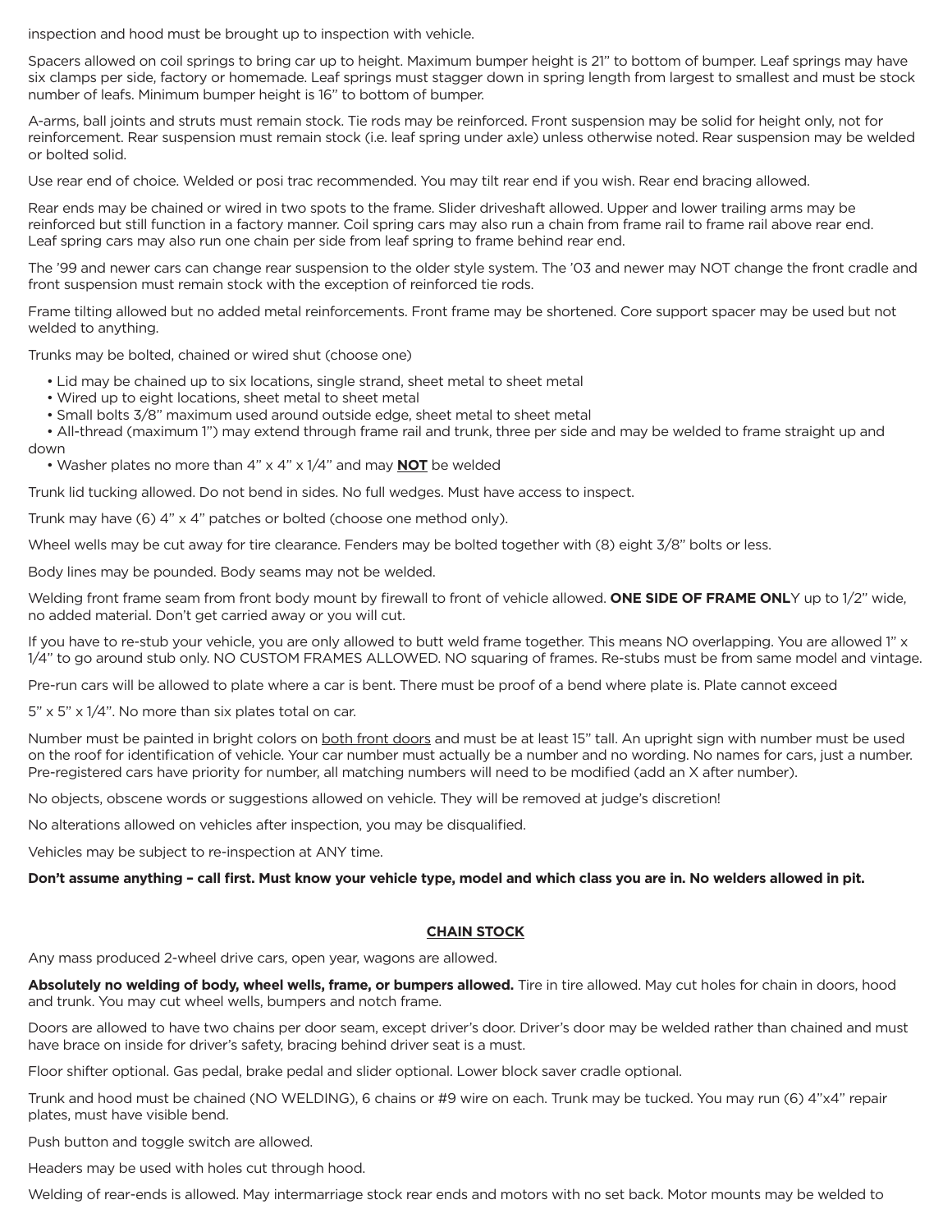inspection and hood must be brought up to inspection with vehicle.

Spacers allowed on coil springs to bring car up to height. Maximum bumper height is 21" to bottom of bumper. Leaf springs may have six clamps per side, factory or homemade. Leaf springs must stagger down in spring length from largest to smallest and must be stock number of leafs. Minimum bumper height is 16" to bottom of bumper.

A-arms, ball joints and struts must remain stock. Tie rods may be reinforced. Front suspension may be solid for height only, not for reinforcement. Rear suspension must remain stock (i.e. leaf spring under axle) unless otherwise noted. Rear suspension may be welded or bolted solid.

Use rear end of choice. Welded or posi trac recommended. You may tilt rear end if you wish. Rear end bracing allowed.

Rear ends may be chained or wired in two spots to the frame. Slider driveshaft allowed. Upper and lower trailing arms may be reinforced but still function in a factory manner. Coil spring cars may also run a chain from frame rail to frame rail above rear end. Leaf spring cars may also run one chain per side from leaf spring to frame behind rear end.

The '99 and newer cars can change rear suspension to the older style system. The '03 and newer may NOT change the front cradle and front suspension must remain stock with the exception of reinforced tie rods.

Frame tilting allowed but no added metal reinforcements. Front frame may be shortened. Core support spacer may be used but not welded to anything.

Trunks may be bolted, chained or wired shut (choose one)

- Lid may be chained up to six locations, single strand, sheet metal to sheet metal
- Wired up to eight locations, sheet metal to sheet metal
- Small bolts 3/8" maximum used around outside edge, sheet metal to sheet metal
- All-thread (maximum 1") may extend through frame rail and trunk, three per side and may be welded to frame straight up and down
- Washer plates no more than 4" x 4" x 1/4" and may **NOT** be welded

Trunk lid tucking allowed. Do not bend in sides. No full wedges. Must have access to inspect.

Trunk may have (6) 4" x 4" patches or bolted (choose one method only).

Wheel wells may be cut away for tire clearance. Fenders may be bolted together with (8) eight 3/8" bolts or less.

Body lines may be pounded. Body seams may not be welded.

Welding front frame seam from front body mount by firewall to front of vehicle allowed. **ONE SIDE OF FRAME ONLY** up to 1/2" wide, no added material. Don't get carried away or you will cut.

If you have to re-stub your vehicle, you are only allowed to butt weld frame together. This means NO overlapping. You are allowed 1" x 1/4" to go around stub only. NO CUSTOM FRAMES ALLOWED. NO squaring of frames. Re-stubs must be from same model and vintage.

Pre-run cars will be allowed to plate where a car is bent. There must be proof of a bend where plate is. Plate cannot exceed

5" x 5" x 1/4". No more than six plates total on car.

Number must be painted in bright colors on both front doors and must be at least 15" tall. An upright sign with number must be used on the roof for identification of vehicle. Your car number must actually be a number and no wording. No names for cars, just a number. Pre-registered cars have priority for number, all matching numbers will need to be modified (add an X after number).

No objects, obscene words or suggestions allowed on vehicle. They will be removed at judge's discretion!

No alterations allowed on vehicles after inspection, you may be disqualified.

Vehicles may be subject to re-inspection at ANY time.

**Don't assume anything – call first. Must know your vehicle type, model and which class you are in. No welders allowed in pit.**

## CHAIN STOCK

Any mass produced 2-wheel drive cars, open year, wagons are allowed.

**Absolutely no welding of body, wheel wells, frame, or bumpers allowed.** Tire in tire allowed. May cut holes for chain in doors, hood and trunk. You may cut wheel wells, bumpers and notch frame.

Doors are allowed to have two chains per door seam, except driver's door. Driver's door may be welded rather than chained and must have brace on inside for driver's safety, bracing behind driver seat is a must.

Floor shifter optional. Gas pedal, brake pedal and slider optional. Lower block saver cradle optional.

Trunk and hood must be chained (NO WELDING), 6 chains or #9 wire on each. Trunk may be tucked. You may run (6) 4"x4" repair plates, must have visible bend.

Push button and toggle switch are allowed.

Headers may be used with holes cut through hood.

Welding of rear-ends is allowed. May intermarriage stock rear ends and motors with no set back. Motor mounts may be welded to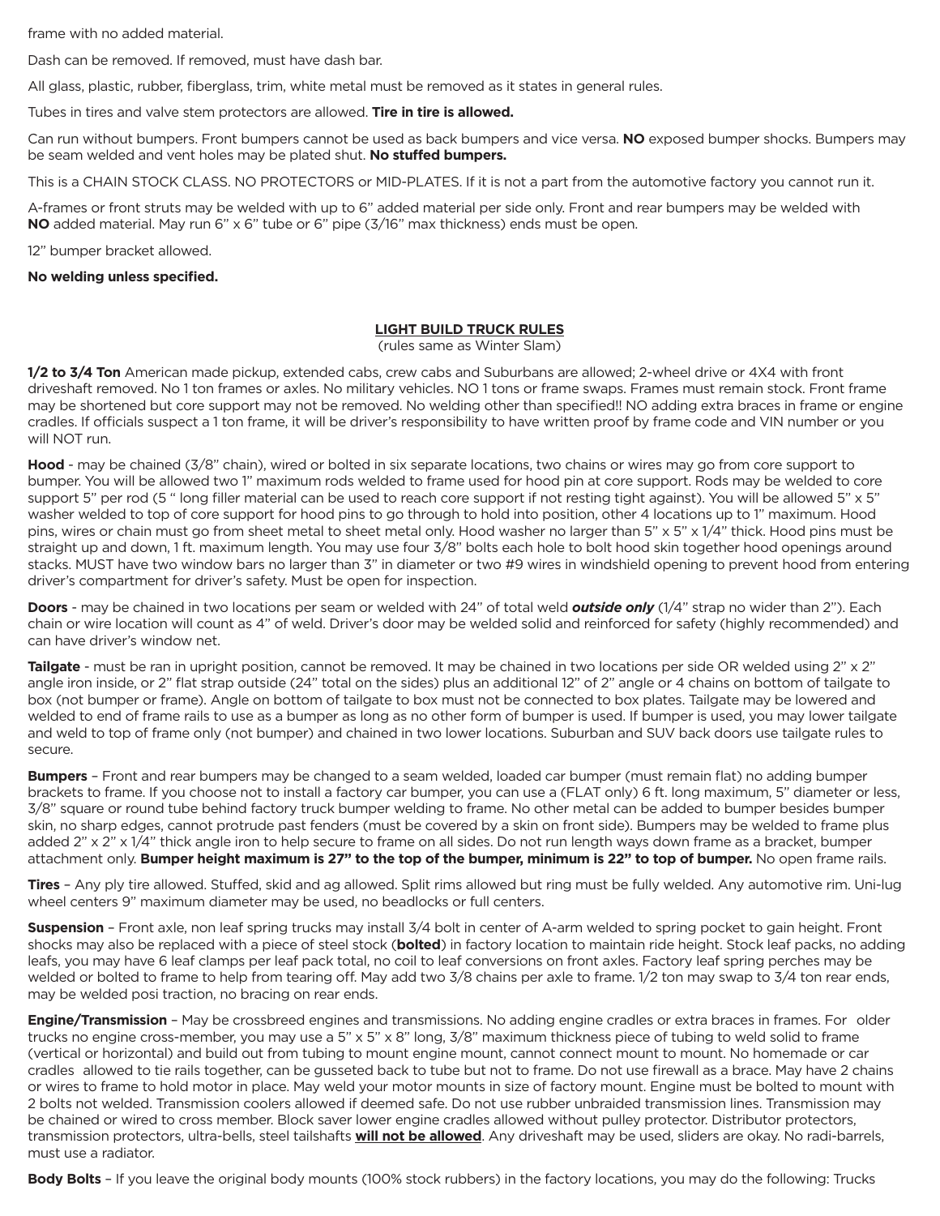frame with no added material.

Dash can be removed. If removed, must have dash bar.

All glass, plastic, rubber, fiberglass, trim, white metal must be removed as it states in general rules.

Tubes in tires and valve stem protectors are allowed. **Tire in tire is allowed.**

Can run without bumpers. Front bumpers cannot be used as back bumpers and vice versa. **NO** exposed bumper shocks. Bumpers may be seam welded and vent holes may be plated shut. **No stuffed bumpers.**

This is a CHAIN STOCK CLASS. NO PROTECTORS or MID-PLATES. If it is not a part from the automotive factory you cannot run it.

A-frames or front struts may be welded with up to 6" added material per side only. Front and rear bumpers may be welded with **NO** added material. May run 6" x 6" tube or 6" pipe (3/16" max thickness) ends must be open.

12" bumper bracket allowed.

**No welding unless specified.**

## LIGHT BUILD TRUCK RULES

(rules same as Winter Slam)

**1/2 to 3/4 Ton** American made pickup, extended cabs, crew cabs and Suburbans are allowed; 2-wheel drive or 4X4 with front driveshaft removed. No 1 ton frames or axles. No military vehicles. NO 1 tons or frame swaps. Frames must remain stock. Front frame may be shortened but core support may not be removed. No welding other than specified!! NO adding extra braces in frame or engine cradles. If officials suspect a 1 ton frame, it will be driver's responsibility to have written proof by frame code and VIN number or you will NOT run.

**Hood** - may be chained (3/8" chain), wired or bolted in six separate locations, two chains or wires may go from core support to bumper. You will be allowed two 1" maximum rods welded to frame used for hood pin at core support. Rods may be welded to core support 5" per rod (5 " long filler material can be used to reach core support if not resting tight against). You will be allowed 5" x 5" washer welded to top of core support for hood pins to go through to hold into position, other 4 locations up to 1" maximum. Hood pins, wires or chain must go from sheet metal to sheet metal only. Hood washer no larger than 5" x 5" x 1/4" thick. Hood pins must be straight up and down, 1 ft. maximum length. You may use four 3/8" bolts each hole to bolt hood skin together hood openings around stacks. MUST have two window bars no larger than 3" in diameter or two #9 wires in windshield opening to prevent hood from entering driver's compartment for driver's safety. Must be open for inspection.

**Doors** - may be chained in two locations per seam or welded with 24" of total weld ***outside only*** (1/4" strap no wider than 2"). Each chain or wire location will count as 4" of weld. Driver's door may be welded solid and reinforced for safety (highly recommended) and can have driver's window net.

**Tailgate** - must be ran in upright position, cannot be removed. It may be chained in two locations per side OR welded using 2" x 2" angle iron inside, or 2" flat strap outside (24" total on the sides) plus an additional 12" of 2" angle or 4 chains on bottom of tailgate to box (not bumper or frame). Angle on bottom of tailgate to box must not be connected to box plates. Tailgate may be lowered and welded to end of frame rails to use as a bumper as long as no other form of bumper is used. If bumper is used, you may lower tailgate and weld to top of frame only (not bumper) and chained in two lower locations. Suburban and SUV back doors use tailgate rules to secure.

**Bumpers** – Front and rear bumpers may be changed to a seam welded, loaded car bumper (must remain flat) no adding bumper brackets to frame. If you choose not to install a factory car bumper, you can use a (FLAT only) 6 ft. long maximum, 5" diameter or less, 3/8" square or round tube behind factory truck bumper welding to frame. No other metal can be added to bumper besides bumper skin, no sharp edges, cannot protrude past fenders (must be covered by a skin on front side). Bumpers may be welded to frame plus added 2" x 2" x 1/4" thick angle iron to help secure to frame on all sides. Do not run length ways down frame as a bracket, bumper attachment only. **Bumper height maximum is 27" to the top of the bumper, minimum is 22" to top of bumper.** No open frame rails.

**Tires** – Any ply tire allowed. Stuffed, skid and ag allowed. Split rims allowed but ring must be fully welded. Any automotive rim. Uni-lug wheel centers 9" maximum diameter may be used, no beadlocks or full centers.

**Suspension** – Front axle, non leaf spring trucks may install 3/4 bolt in center of A-arm welded to spring pocket to gain height. Front shocks may also be replaced with a piece of steel stock (**bolted**) in factory location to maintain ride height. Stock leaf packs, no adding leafs, you may have 6 leaf clamps per leaf pack total, no coil to leaf conversions on front axles. Factory leaf spring perches may be welded or bolted to frame to help from tearing off. May add two 3/8 chains per axle to frame. 1/2 ton may swap to 3/4 ton rear ends, may be welded posi traction, no bracing on rear ends.

**Engine/Transmission** – May be crossbreed engines and transmissions. No adding engine cradles or extra braces in frames. For older trucks no engine cross-member, you may use a 5" x 5" x 8" long, 3/8" maximum thickness piece of tubing to weld solid to frame (vertical or horizontal) and build out from tubing to mount engine mount, cannot connect mount to mount. No homemade or car cradles allowed to tie rails together, can be gusseted back to tube but not to frame. Do not use firewall as a brace. May have 2 chains or wires to frame to hold motor in place. May weld your motor mounts in size of factory mount. Engine must be bolted to mount with 2 bolts not welded. Transmission coolers allowed if deemed safe. Do not use rubber unbraided transmission lines. Transmission may be chained or wired to cross member. Block saver lower engine cradles allowed without pulley protector. Distributor protectors, transmission protectors, ultra-bells, steel tailshafts **<u>will not be allowed</u>**. Any driveshaft may be used, sliders are okay. No radi-barrels, must use a radiator.

**Body Bolts** – If you leave the original body mounts (100% stock rubbers) in the factory locations, you may do the following: Trucks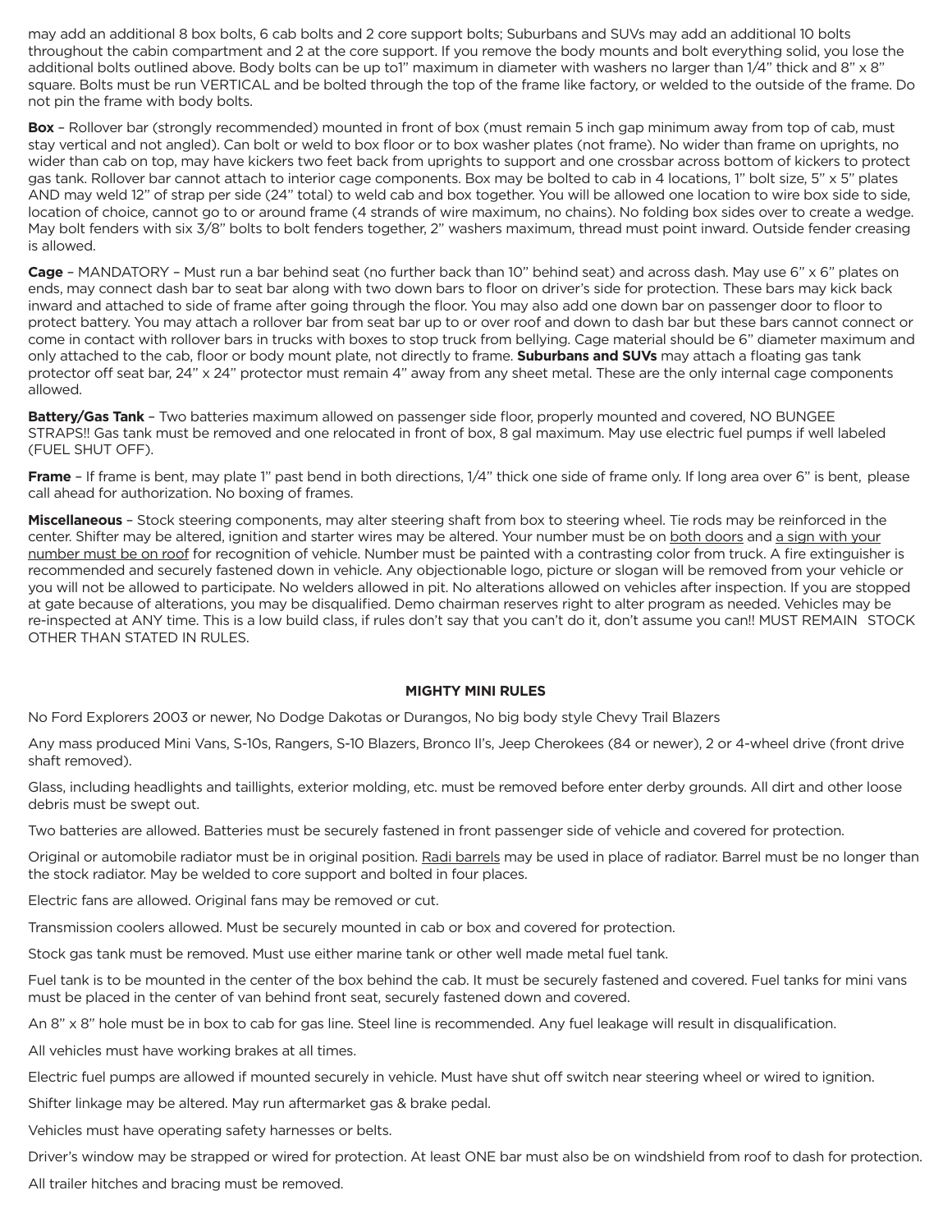may add an additional 8 box bolts, 6 cab bolts and 2 core support bolts; Suburbans and SUVs may add an additional 10 bolts throughout the cabin compartment and 2 at the core support. If you remove the body mounts and bolt everything solid, you lose the additional bolts outlined above. Body bolts can be up to1" maximum in diameter with washers no larger than 1/4" thick and 8" x 8" square. Bolts must be run VERTICAL and be bolted through the top of the frame like factory, or welded to the outside of the frame. Do not pin the frame with body bolts.

**Box** – Rollover bar (strongly recommended) mounted in front of box (must remain 5 inch gap minimum away from top of cab, must stay vertical and not angled). Can bolt or weld to box floor or to box washer plates (not frame). No wider than frame on uprights, no wider than cab on top, may have kickers two feet back from uprights to support and one crossbar across bottom of kickers to protect gas tank. Rollover bar cannot attach to interior cage components. Box may be bolted to cab in 4 locations, 1" bolt size, 5" x 5" plates AND may weld 12" of strap per side (24" total) to weld cab and box together. You will be allowed one location to wire box side to side, location of choice, cannot go to or around frame (4 strands of wire maximum, no chains). No folding box sides over to create a wedge. May bolt fenders with six 3/8" bolts to bolt fenders together, 2" washers maximum, thread must point inward. Outside fender creasing is allowed.

**Cage** – MANDATORY – Must run a bar behind seat (no further back than 10" behind seat) and across dash. May use 6" x 6" plates on ends, may connect dash bar to seat bar along with two down bars to floor on driver's side for protection. These bars may kick back inward and attached to side of frame after going through the floor. You may also add one down bar on passenger door to floor to protect battery. You may attach a rollover bar from seat bar up to or over roof and down to dash bar but these bars cannot connect or come in contact with rollover bars in trucks with boxes to stop truck from bellying. Cage material should be 6" diameter maximum and only attached to the cab, floor or body mount plate, not directly to frame. **Suburbans and SUVs** may attach a floating gas tank protector off seat bar, 24" x 24" protector must remain 4" away from any sheet metal. These are the only internal cage components allowed.

**Battery/Gas Tank** – Two batteries maximum allowed on passenger side floor, properly mounted and covered, NO BUNGEE STRAPS!! Gas tank must be removed and one relocated in front of box, 8 gal maximum. May use electric fuel pumps if well labeled (FUEL SHUT OFF).

**Frame** – If frame is bent, may plate 1" past bend in both directions, 1/4" thick one side of frame only. If long area over 6" is bent, please call ahead for authorization. No boxing of frames.

**Miscellaneous** – Stock steering components, may alter steering shaft from box to steering wheel. Tie rods may be reinforced in the center. Shifter may be altered, ignition and starter wires may be altered. Your number must be on <u>both doors</u> and <u>a sign with your number must be on roof</u> for recognition of vehicle. Number must be painted with a contrasting color from truck. A fire extinguisher is recommended and securely fastened down in vehicle. Any objectionable logo, picture or slogan will be removed from your vehicle or you will not be allowed to participate. No welders allowed in pit. No alterations allowed on vehicles after inspection. If you are stopped at gate because of alterations, you may be disqualified. Demo chairman reserves right to alter program as needed. Vehicles may be re-inspected at ANY time. This is a low build class, if rules don't say that you can't do it, don't assume you can!! MUST REMAIN STOCK OTHER THAN STATED IN RULES.

## MIGHTY MINI RULES

No Ford Explorers 2003 or newer, No Dodge Dakotas or Durangos, No big body style Chevy Trail Blazers

Any mass produced Mini Vans, S-10s, Rangers, S-10 Blazers, Bronco II's, Jeep Cherokees (84 or newer), 2 or 4-wheel drive (front drive shaft removed).

Glass, including headlights and taillights, exterior molding, etc. must be removed before enter derby grounds. All dirt and other loose debris must be swept out.

Two batteries are allowed. Batteries must be securely fastened in front passenger side of vehicle and covered for protection.

Original or automobile radiator must be in original position. <u>Radi barrels</u> may be used in place of radiator. Barrel must be no longer than the stock radiator. May be welded to core support and bolted in four places.

Electric fans are allowed. Original fans may be removed or cut.

Transmission coolers allowed. Must be securely mounted in cab or box and covered for protection.

Stock gas tank must be removed. Must use either marine tank or other well made metal fuel tank.

Fuel tank is to be mounted in the center of the box behind the cab. It must be securely fastened and covered. Fuel tanks for mini vans must be placed in the center of van behind front seat, securely fastened down and covered.

An 8" x 8" hole must be in box to cab for gas line. Steel line is recommended. Any fuel leakage will result in disqualification.

All vehicles must have working brakes at all times.

Electric fuel pumps are allowed if mounted securely in vehicle. Must have shut off switch near steering wheel or wired to ignition.

Shifter linkage may be altered. May run aftermarket gas & brake pedal.

Vehicles must have operating safety harnesses or belts.

Driver's window may be strapped or wired for protection. At least ONE bar must also be on windshield from roof to dash for protection.

All trailer hitches and bracing must be removed.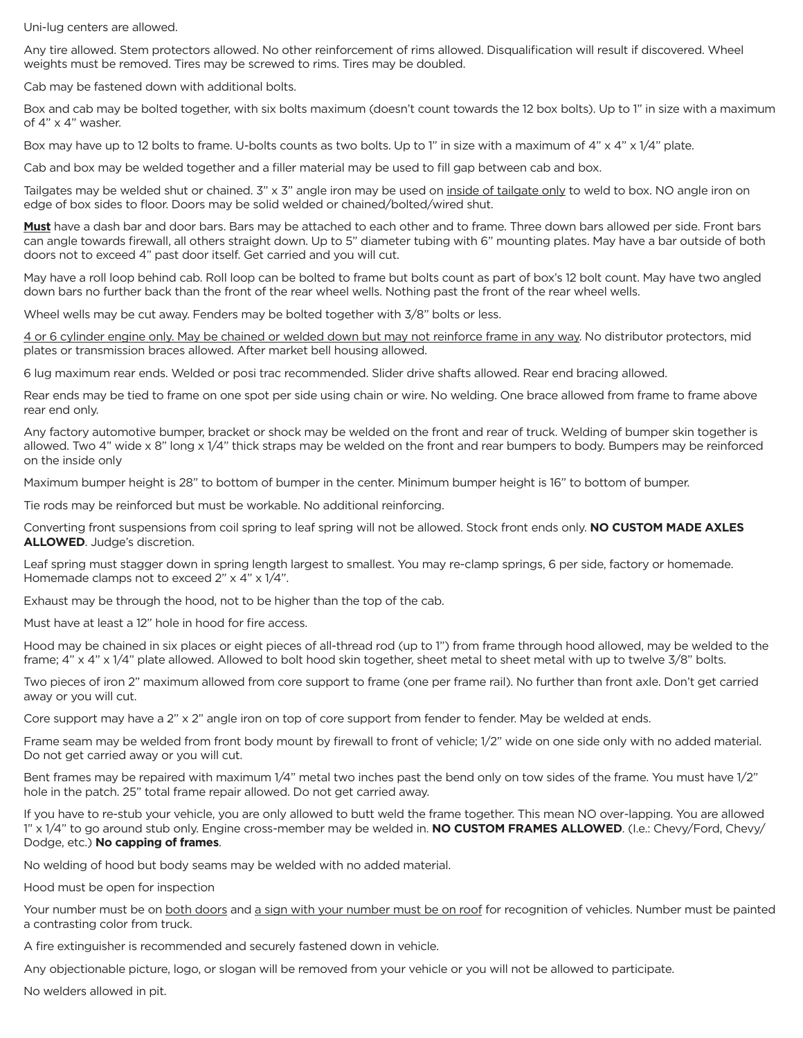Uni-lug centers are allowed.

Any tire allowed. Stem protectors allowed. No other reinforcement of rims allowed. Disqualification will result if discovered. Wheel weights must be removed. Tires may be screwed to rims. Tires may be doubled.

Cab may be fastened down with additional bolts.

Box and cab may be bolted together, with six bolts maximum (doesn't count towards the 12 box bolts). Up to 1" in size with a maximum of 4" x 4" washer.

Box may have up to 12 bolts to frame. U-bolts counts as two bolts. Up to 1" in size with a maximum of 4" x 4" x 1/4" plate.

Cab and box may be welded together and a filler material may be used to fill gap between cab and box.

Tailgates may be welded shut or chained. 3" x 3" angle iron may be used on inside of tailgate only to weld to box. NO angle iron on edge of box sides to floor. Doors may be solid welded or chained/bolted/wired shut.

**Must** have a dash bar and door bars. Bars may be attached to each other and to frame. Three down bars allowed per side. Front bars can angle towards firewall, all others straight down. Up to 5" diameter tubing with 6" mounting plates. May have a bar outside of both doors not to exceed 4" past door itself. Get carried and you will cut.

May have a roll loop behind cab. Roll loop can be bolted to frame but bolts count as part of box's 12 bolt count. May have two angled down bars no further back than the front of the rear wheel wells. Nothing past the front of the rear wheel wells.

Wheel wells may be cut away. Fenders may be bolted together with 3/8" bolts or less.

4 or 6 cylinder engine only. May be chained or welded down but may not reinforce frame in any way. No distributor protectors, mid plates or transmission braces allowed. After market bell housing allowed.

6 lug maximum rear ends. Welded or posi trac recommended. Slider drive shafts allowed. Rear end bracing allowed.

Rear ends may be tied to frame on one spot per side using chain or wire. No welding. One brace allowed from frame to frame above rear end only.

Any factory automotive bumper, bracket or shock may be welded on the front and rear of truck. Welding of bumper skin together is allowed. Two 4" wide x 8" long x 1/4" thick straps may be welded on the front and rear bumpers to body. Bumpers may be reinforced on the inside only

Maximum bumper height is 28" to bottom of bumper in the center. Minimum bumper height is 16" to bottom of bumper.

Tie rods may be reinforced but must be workable. No additional reinforcing.

Converting front suspensions from coil spring to leaf spring will not be allowed. Stock front ends only. **NO CUSTOM MADE AXLES ALLOWED**. Judge's discretion.

Leaf spring must stagger down in spring length largest to smallest. You may re-clamp springs, 6 per side, factory or homemade. Homemade clamps not to exceed 2" x 4" x 1/4".

Exhaust may be through the hood, not to be higher than the top of the cab.

Must have at least a 12" hole in hood for fire access.

Hood may be chained in six places or eight pieces of all-thread rod (up to 1") from frame through hood allowed, may be welded to the frame; 4" x 4" x 1/4" plate allowed. Allowed to bolt hood skin together, sheet metal to sheet metal with up to twelve 3/8" bolts.

Two pieces of iron 2" maximum allowed from core support to frame (one per frame rail). No further than front axle. Don't get carried away or you will cut.

Core support may have a 2" x 2" angle iron on top of core support from fender to fender. May be welded at ends.

Frame seam may be welded from front body mount by firewall to front of vehicle; 1/2" wide on one side only with no added material. Do not get carried away or you will cut.

Bent frames may be repaired with maximum 1/4" metal two inches past the bend only on tow sides of the frame. You must have 1/2" hole in the patch. 25" total frame repair allowed. Do not get carried away.

If you have to re-stub your vehicle, you are only allowed to butt weld the frame together. This mean NO over-lapping. You are allowed 1" x 1/4" to go around stub only. Engine cross-member may be welded in. **NO CUSTOM FRAMES ALLOWED**. (I.e.: Chevy/Ford, Chevy/Dodge, etc.) **No capping of frames**.

No welding of hood but body seams may be welded with no added material.

Hood must be open for inspection

Your number must be on both doors and a sign with your number must be on roof for recognition of vehicles. Number must be painted a contrasting color from truck.

A fire extinguisher is recommended and securely fastened down in vehicle.

Any objectionable picture, logo, or slogan will be removed from your vehicle or you will not be allowed to participate.

No welders allowed in pit.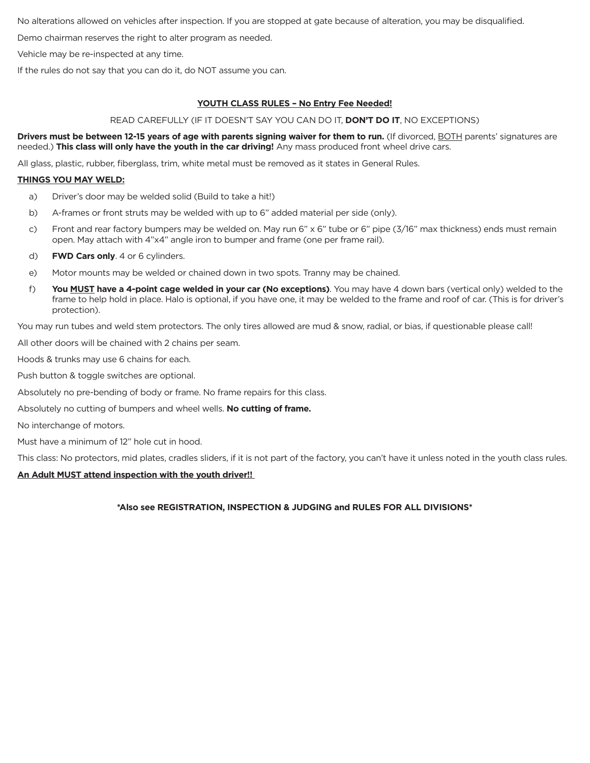No alterations allowed on vehicles after inspection. If you are stopped at gate because of alteration, you may be disqualified.

Demo chairman reserves the right to alter program as needed.

Vehicle may be re-inspected at any time.

If the rules do not say that you can do it, do NOT assume you can.

## YOUTH CLASS RULES – No Entry Fee Needed!

READ CAREFULLY (IF IT DOESN'T SAY YOU CAN DO IT, **DON'T DO IT**, NO EXCEPTIONS)

**Drivers must be between 12-15 years of age with parents signing waiver for them to run.** (If divorced, BOTH parents' signatures are needed.) **This class will only have the youth in the car driving!** Any mass produced front wheel drive cars.

All glass, plastic, rubber, fiberglass, trim, white metal must be removed as it states in General Rules.

**THINGS YOU MAY WELD:**

a) Driver's door may be welded solid (Build to take a hit!)

b) A-frames or front struts may be welded with up to 6" added material per side (only).

c) Front and rear factory bumpers may be welded on. May run 6" x 6" tube or 6" pipe (3/16" max thickness) ends must remain open. May attach with 4"x4" angle iron to bumper and frame (one per frame rail).

d) **FWD Cars only**. 4 or 6 cylinders.

e) Motor mounts may be welded or chained down in two spots. Tranny may be chained.

f) **You MUST have a 4-point cage welded in your car (No exceptions)**. You may have 4 down bars (vertical only) welded to the frame to help hold in place. Halo is optional, if you have one, it may be welded to the frame and roof of car. (This is for driver's protection).

You may run tubes and weld stem protectors. The only tires allowed are mud & snow, radial, or bias, if questionable please call!

All other doors will be chained with 2 chains per seam.

Hoods & trunks may use 6 chains for each.

Push button & toggle switches are optional.

Absolutely no pre-bending of body or frame. No frame repairs for this class.

Absolutely no cutting of bumpers and wheel wells. **No cutting of frame.**

No interchange of motors.

Must have a minimum of 12" hole cut in hood.

This class: No protectors, mid plates, cradles sliders, if it is not part of the factory, you can't have it unless noted in the youth class rules.

**An Adult MUST attend inspection with the youth driver!!**

**\*Also see REGISTRATION, INSPECTION & JUDGING and RULES FOR ALL DIVISIONS\***